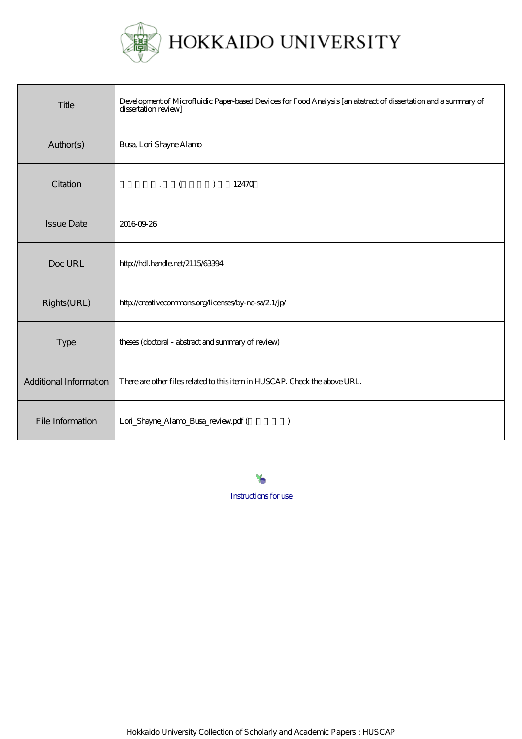# HOKKAIDO UNIVERSITY

| Title | Development of Microfluidic Paper-based Devices for Food Analysis [an abstract of dissertation and a summary of dissertation review] |
| --- | --- |
| Author(s) | Busa, Lori Shayne Alamo |
| Citation | 　　　　. 　　(　　　　) 　12470 |
| Issue Date | 2016-09-26 |
| Doc URL | http://hdl.handle.net/2115/63394 |
| Rights(URL) | http://creativecommons.org/licenses/by-nc-sa/2.1/jp/ |
| Type | theses (doctoral - abstract and summary of review) |
| Additional Information | There are other files related to this item in HUSCAP. Check the above URL. |
| File Information | Lori_Shayne_Alamo_Busa_review.pdf (　　　　　) |

Instructions for use

Hokkaido University Collection of Scholarly and Academic Papers : HUSCAP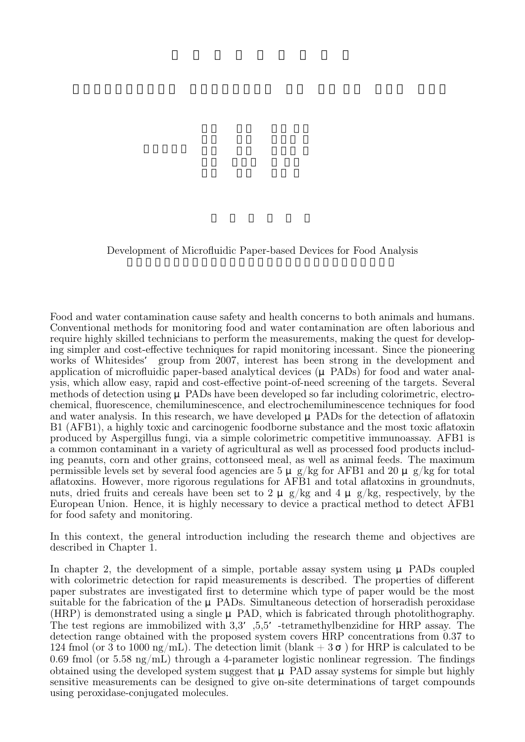Development of Microfluidic Paper-based Devices for Food Analysis

Food and water contamination cause safety and health concerns to both animals and humans. Conventional methods for monitoring food and water contamination are often laborious and require highly skilled technicians to perform the measurements, making the quest for developing simpler and cost-effective techniques for rapid monitoring incessant. Since the pioneering works of Whitesides′ group from 2007, interest has been strong in the development and application of microfluidic paper-based analytical devices (μPADs) for food and water analysis, which allow easy, rapid and cost-effective point-of-need screening of the targets. Several methods of detection using μPADs have been developed so far including colorimetric, electrochemical, fluorescence, chemiluminescence, and electrochemiluminescence techniques for food and water analysis. In this research, we have developed μPADs for the detection of aflatoxin B1 (AFB1), a highly toxic and carcinogenic foodborne substance and the most toxic aflatoxin produced by Aspergillus fungi, via a simple colorimetric competitive immunoassay. AFB1 is a common contaminant in a variety of agricultural as well as processed food products including peanuts, corn and other grains, cottonseed meal, as well as animal feeds. The maximum permissible levels set by several food agencies are 5 μg/kg for AFB1 and 20 μg/kg for total aflatoxins. However, more rigorous regulations for AFB1 and total aflatoxins in groundnuts, nuts, dried fruits and cereals have been set to 2 μg/kg and 4 μg/kg, respectively, by the European Union. Hence, it is highly necessary to device a practical method to detect AFB1 for food safety and monitoring.

In this context, the general introduction including the research theme and objectives are described in Chapter 1.

In chapter 2, the development of a simple, portable assay system using μPADs coupled with colorimetric detection for rapid measurements is described. The properties of different paper substrates are investigated first to determine which type of paper would be the most suitable for the fabrication of the μPADs. Simultaneous detection of horseradish peroxidase (HRP) is demonstrated using a single μPAD, which is fabricated through photolithography. The test regions are immobilized with 3,3′,5,5′-tetramethylbenzidine for HRP assay. The detection range obtained with the proposed system covers HRP concentrations from 0.37 to 124 fmol (or 3 to 1000 ng/mL). The detection limit (blank + 3σ) for HRP is calculated to be 0.69 fmol (or 5.58 ng/mL) through a 4-parameter logistic nonlinear regression. The findings obtained using the developed system suggest that μPAD assay systems for simple but highly sensitive measurements can be designed to give on-site determinations of target compounds using peroxidase-conjugated molecules.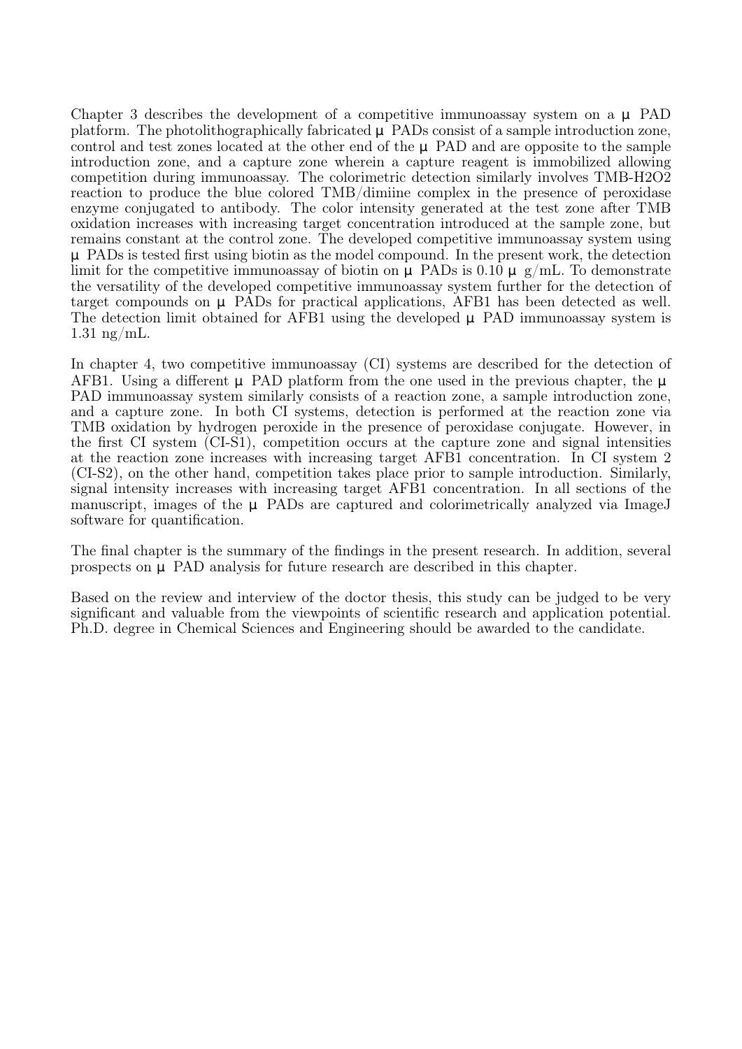Chapter 3 describes the development of a competitive immunoassay system on a μ PAD platform. The photolithographically fabricated μ PADs consist of a sample introduction zone, control and test zones located at the other end of the μ PAD and are opposite to the sample introduction zone, and a capture zone wherein a capture reagent is immobilized allowing competition during immunoassay. The colorimetric detection similarly involves TMB-H2O2 reaction to produce the blue colored TMB/dimiine complex in the presence of peroxidase enzyme conjugated to antibody. The color intensity generated at the test zone after TMB oxidation increases with increasing target concentration introduced at the sample zone, but remains constant at the control zone. The developed competitive immunoassay system using μ PADs is tested first using biotin as the model compound. In the present work, the detection limit for the competitive immunoassay of biotin on μ PADs is 0.10 μ g/mL. To demonstrate the versatility of the developed competitive immunoassay system further for the detection of target compounds on μ PADs for practical applications, AFB1 has been detected as well. The detection limit obtained for AFB1 using the developed μ PAD immunoassay system is 1.31 ng/mL.

In chapter 4, two competitive immunoassay (CI) systems are described for the detection of AFB1. Using a different μ PAD platform from the one used in the previous chapter, the μ PAD immunoassay system similarly consists of a reaction zone, a sample introduction zone, and a capture zone. In both CI systems, detection is performed at the reaction zone via TMB oxidation by hydrogen peroxide in the presence of peroxidase conjugate. However, in the first CI system (CI-S1), competition occurs at the capture zone and signal intensities at the reaction zone increases with increasing target AFB1 concentration. In CI system 2 (CI-S2), on the other hand, competition takes place prior to sample introduction. Similarly, signal intensity increases with increasing target AFB1 concentration. In all sections of the manuscript, images of the μ PADs are captured and colorimetrically analyzed via ImageJ software for quantification.

The final chapter is the summary of the findings in the present research. In addition, several prospects on μ PAD analysis for future research are described in this chapter.

Based on the review and interview of the doctor thesis, this study can be judged to be very significant and valuable from the viewpoints of scientific research and application potential. Ph.D. degree in Chemical Sciences and Engineering should be awarded to the candidate.